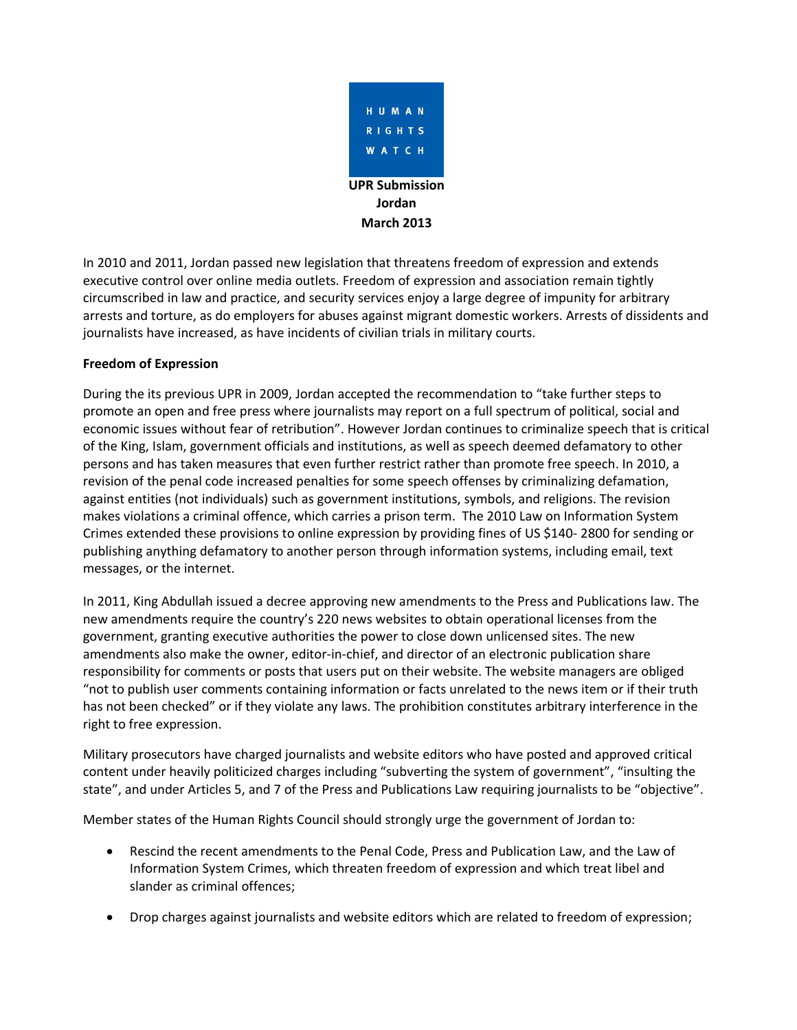HUMAN RIGHTS WATCH

**UPR Submission**
**Jordan**
**March 2013**

In 2010 and 2011, Jordan passed new legislation that threatens freedom of expression and extends executive control over online media outlets. Freedom of expression and association remain tightly circumscribed in law and practice, and security services enjoy a large degree of impunity for arbitrary arrests and torture, as do employers for abuses against migrant domestic workers. Arrests of dissidents and journalists have increased, as have incidents of civilian trials in military courts.

**Freedom of Expression**

During the its previous UPR in 2009, Jordan accepted the recommendation to "take further steps to promote an open and free press where journalists may report on a full spectrum of political, social and economic issues without fear of retribution". However Jordan continues to criminalize speech that is critical of the King, Islam, government officials and institutions, as well as speech deemed defamatory to other persons and has taken measures that even further restrict rather than promote free speech. In 2010, a revision of the penal code increased penalties for some speech offenses by criminalizing defamation, against entities (not individuals) such as government institutions, symbols, and religions. The revision makes violations a criminal offence, which carries a prison term. The 2010 Law on Information System Crimes extended these provisions to online expression by providing fines of US $140- 2800 for sending or publishing anything defamatory to another person through information systems, including email, text messages, or the internet.

In 2011, King Abdullah issued a decree approving new amendments to the Press and Publications law. The new amendments require the country's 220 news websites to obtain operational licenses from the government, granting executive authorities the power to close down unlicensed sites. The new amendments also make the owner, editor-in-chief, and director of an electronic publication share responsibility for comments or posts that users put on their website. The website managers are obliged "not to publish user comments containing information or facts unrelated to the news item or if their truth has not been checked" or if they violate any laws. The prohibition constitutes arbitrary interference in the right to free expression.

Military prosecutors have charged journalists and website editors who have posted and approved critical content under heavily politicized charges including "subverting the system of government", "insulting the state", and under Articles 5, and 7 of the Press and Publications Law requiring journalists to be "objective".

Member states of the Human Rights Council should strongly urge the government of Jordan to:

- Rescind the recent amendments to the Penal Code, Press and Publication Law, and the Law of Information System Crimes, which threaten freedom of expression and which treat libel and slander as criminal offences;
- Drop charges against journalists and website editors which are related to freedom of expression;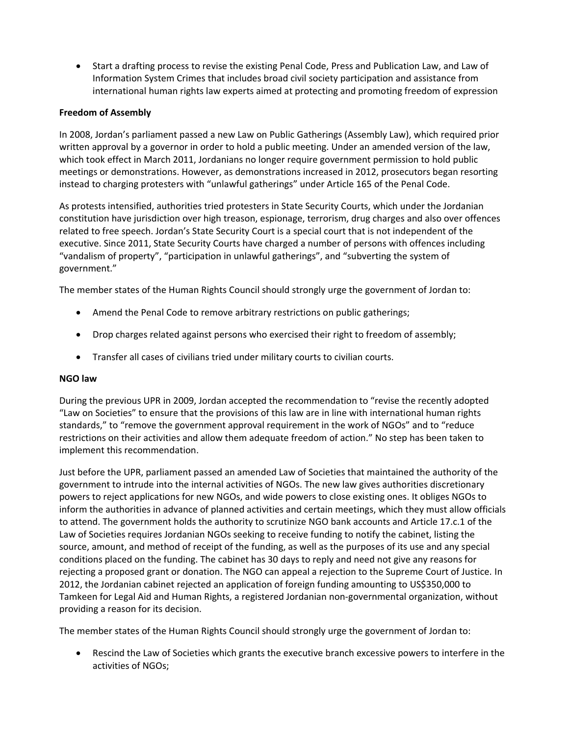- Start a drafting process to revise the existing Penal Code, Press and Publication Law, and Law of Information System Crimes that includes broad civil society participation and assistance from international human rights law experts aimed at protecting and promoting freedom of expression

**Freedom of Assembly**

In 2008, Jordan's parliament passed a new Law on Public Gatherings (Assembly Law), which required prior written approval by a governor in order to hold a public meeting. Under an amended version of the law, which took effect in March 2011, Jordanians no longer require government permission to hold public meetings or demonstrations. However, as demonstrations increased in 2012, prosecutors began resorting instead to charging protesters with "unlawful gatherings" under Article 165 of the Penal Code.

As protests intensified, authorities tried protesters in State Security Courts, which under the Jordanian constitution have jurisdiction over high treason, espionage, terrorism, drug charges and also over offences related to free speech. Jordan's State Security Court is a special court that is not independent of the executive. Since 2011, State Security Courts have charged a number of persons with offences including "vandalism of property", "participation in unlawful gatherings", and "subverting the system of government."

The member states of the Human Rights Council should strongly urge the government of Jordan to:

- Amend the Penal Code to remove arbitrary restrictions on public gatherings;
- Drop charges related against persons who exercised their right to freedom of assembly;
- Transfer all cases of civilians tried under military courts to civilian courts.

**NGO law**

During the previous UPR in 2009, Jordan accepted the recommendation to "revise the recently adopted "Law on Societies" to ensure that the provisions of this law are in line with international human rights standards," to "remove the government approval requirement in the work of NGOs" and to "reduce restrictions on their activities and allow them adequate freedom of action." No step has been taken to implement this recommendation.

Just before the UPR, parliament passed an amended Law of Societies that maintained the authority of the government to intrude into the internal activities of NGOs. The new law gives authorities discretionary powers to reject applications for new NGOs, and wide powers to close existing ones. It obliges NGOs to inform the authorities in advance of planned activities and certain meetings, which they must allow officials to attend. The government holds the authority to scrutinize NGO bank accounts and Article 17.c.1 of the Law of Societies requires Jordanian NGOs seeking to receive funding to notify the cabinet, listing the source, amount, and method of receipt of the funding, as well as the purposes of its use and any special conditions placed on the funding. The cabinet has 30 days to reply and need not give any reasons for rejecting a proposed grant or donation. The NGO can appeal a rejection to the Supreme Court of Justice. In 2012, the Jordanian cabinet rejected an application of foreign funding amounting to US$350,000 to Tamkeen for Legal Aid and Human Rights, a registered Jordanian non-governmental organization, without providing a reason for its decision.

The member states of the Human Rights Council should strongly urge the government of Jordan to:

- Rescind the Law of Societies which grants the executive branch excessive powers to interfere in the activities of NGOs;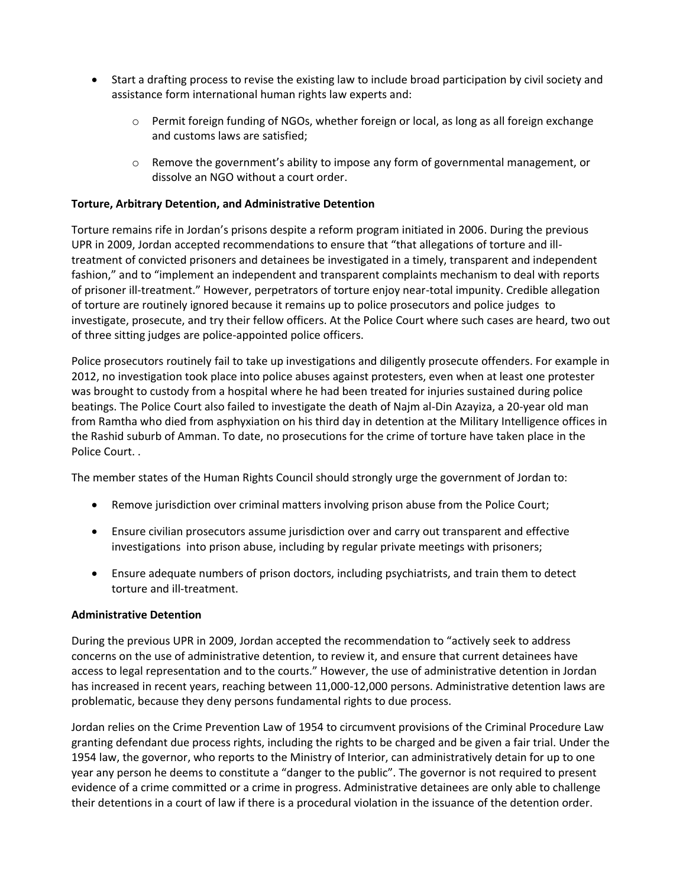- Start a drafting process to revise the existing law to include broad participation by civil society and assistance form international human rights law experts and:
    - Permit foreign funding of NGOs, whether foreign or local, as long as all foreign exchange and customs laws are satisfied;
    - Remove the government's ability to impose any form of governmental management, or dissolve an NGO without a court order.

**Torture, Arbitrary Detention, and Administrative Detention**

Torture remains rife in Jordan's prisons despite a reform program initiated in 2006. During the previous UPR in 2009, Jordan accepted recommendations to ensure that "that allegations of torture and ill-treatment of convicted prisoners and detainees be investigated in a timely, transparent and independent fashion," and to "implement an independent and transparent complaints mechanism to deal with reports of prisoner ill-treatment." However, perpetrators of torture enjoy near-total impunity. Credible allegation of torture are routinely ignored because it remains up to police prosecutors and police judges to investigate, prosecute, and try their fellow officers. At the Police Court where such cases are heard, two out of three sitting judges are police-appointed police officers.

Police prosecutors routinely fail to take up investigations and diligently prosecute offenders. For example in 2012, no investigation took place into police abuses against protesters, even when at least one protester was brought to custody from a hospital where he had been treated for injuries sustained during police beatings. The Police Court also failed to investigate the death of Najm al-Din Azayiza, a 20-year old man from Ramtha who died from asphyxiation on his third day in detention at the Military Intelligence offices in the Rashid suburb of Amman. To date, no prosecutions for the crime of torture have taken place in the Police Court. .

The member states of the Human Rights Council should strongly urge the government of Jordan to:

- Remove jurisdiction over criminal matters involving prison abuse from the Police Court;
- Ensure civilian prosecutors assume jurisdiction over and carry out transparent and effective investigations into prison abuse, including by regular private meetings with prisoners;
- Ensure adequate numbers of prison doctors, including psychiatrists, and train them to detect torture and ill-treatment.

**Administrative Detention**

During the previous UPR in 2009, Jordan accepted the recommendation to "actively seek to address concerns on the use of administrative detention, to review it, and ensure that current detainees have access to legal representation and to the courts." However, the use of administrative detention in Jordan has increased in recent years, reaching between 11,000-12,000 persons. Administrative detention laws are problematic, because they deny persons fundamental rights to due process.

Jordan relies on the Crime Prevention Law of 1954 to circumvent provisions of the Criminal Procedure Law granting defendant due process rights, including the rights to be charged and be given a fair trial. Under the 1954 law, the governor, who reports to the Ministry of Interior, can administratively detain for up to one year any person he deems to constitute a "danger to the public". The governor is not required to present evidence of a crime committed or a crime in progress. Administrative detainees are only able to challenge their detentions in a court of law if there is a procedural violation in the issuance of the detention order.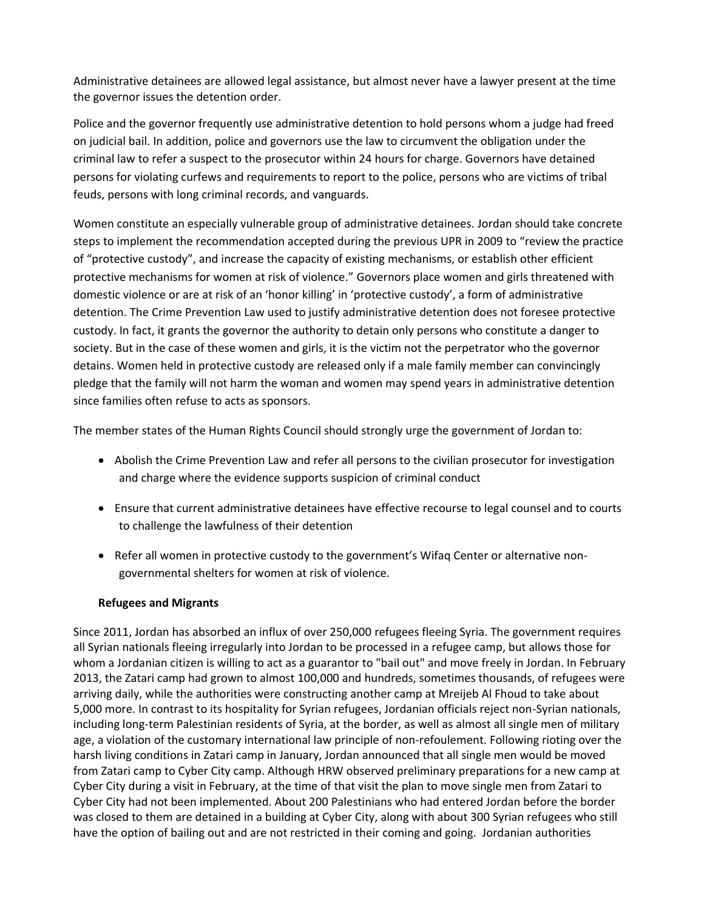Administrative detainees are allowed legal assistance, but almost never have a lawyer present at the time the governor issues the detention order.

Police and the governor frequently use administrative detention to hold persons whom a judge had freed on judicial bail. In addition, police and governors use the law to circumvent the obligation under the criminal law to refer a suspect to the prosecutor within 24 hours for charge. Governors have detained persons for violating curfews and requirements to report to the police, persons who are victims of tribal feuds, persons with long criminal records, and vanguards.

Women constitute an especially vulnerable group of administrative detainees. Jordan should take concrete steps to implement the recommendation accepted during the previous UPR in 2009 to "review the practice of "protective custody", and increase the capacity of existing mechanisms, or establish other efficient protective mechanisms for women at risk of violence." Governors place women and girls threatened with domestic violence or are at risk of an 'honor killing' in 'protective custody', a form of administrative detention. The Crime Prevention Law used to justify administrative detention does not foresee protective custody. In fact, it grants the governor the authority to detain only persons who constitute a danger to society. But in the case of these women and girls, it is the victim not the perpetrator who the governor detains. Women held in protective custody are released only if a male family member can convincingly pledge that the family will not harm the woman and women may spend years in administrative detention since families often refuse to acts as sponsors.

The member states of the Human Rights Council should strongly urge the government of Jordan to:

- Abolish the Crime Prevention Law and refer all persons to the civilian prosecutor for investigation and charge where the evidence supports suspicion of criminal conduct
- Ensure that current administrative detainees have effective recourse to legal counsel and to courts to challenge the lawfulness of their detention
- Refer all women in protective custody to the government's Wifaq Center or alternative non-governmental shelters for women at risk of violence.

**Refugees and Migrants**

Since 2011, Jordan has absorbed an influx of over 250,000 refugees fleeing Syria. The government requires all Syrian nationals fleeing irregularly into Jordan to be processed in a refugee camp, but allows those for whom a Jordanian citizen is willing to act as a guarantor to "bail out" and move freely in Jordan. In February 2013, the Zatari camp had grown to almost 100,000 and hundreds, sometimes thousands, of refugees were arriving daily, while the authorities were constructing another camp at Mreijeb Al Fhoud to take about 5,000 more. In contrast to its hospitality for Syrian refugees, Jordanian officials reject non-Syrian nationals, including long-term Palestinian residents of Syria, at the border, as well as almost all single men of military age, a violation of the customary international law principle of non-refoulement. Following rioting over the harsh living conditions in Zatari camp in January, Jordan announced that all single men would be moved from Zatari camp to Cyber City camp. Although HRW observed preliminary preparations for a new camp at Cyber City during a visit in February, at the time of that visit the plan to move single men from Zatari to Cyber City had not been implemented. About 200 Palestinians who had entered Jordan before the border was closed to them are detained in a building at Cyber City, along with about 300 Syrian refugees who still have the option of bailing out and are not restricted in their coming and going. Jordanian authorities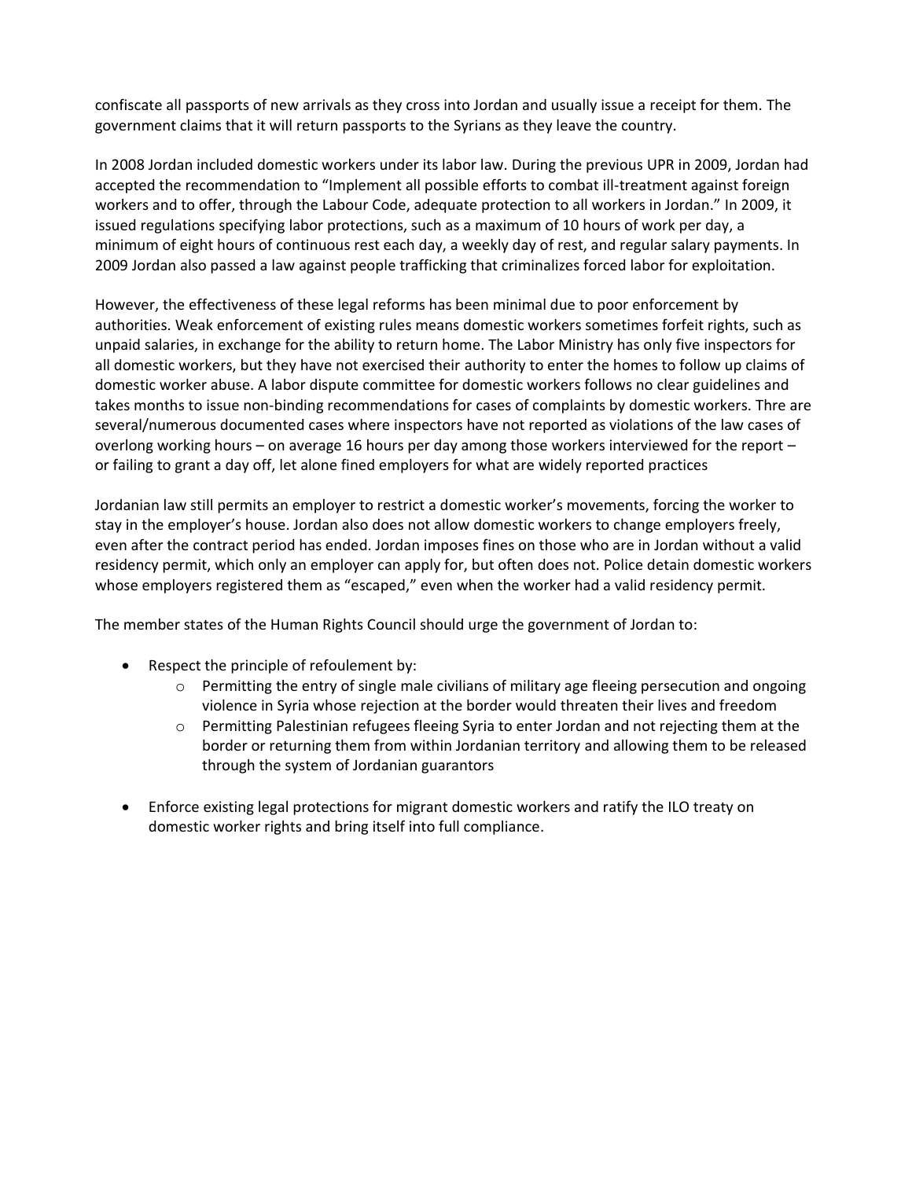confiscate all passports of new arrivals as they cross into Jordan and usually issue a receipt for them. The government claims that it will return passports to the Syrians as they leave the country.

In 2008 Jordan included domestic workers under its labor law. During the previous UPR in 2009, Jordan had accepted the recommendation to "Implement all possible efforts to combat ill-treatment against foreign workers and to offer, through the Labour Code, adequate protection to all workers in Jordan." In 2009, it issued regulations specifying labor protections, such as a maximum of 10 hours of work per day, a minimum of eight hours of continuous rest each day, a weekly day of rest, and regular salary payments. In 2009 Jordan also passed a law against people trafficking that criminalizes forced labor for exploitation.

However, the effectiveness of these legal reforms has been minimal due to poor enforcement by authorities. Weak enforcement of existing rules means domestic workers sometimes forfeit rights, such as unpaid salaries, in exchange for the ability to return home. The Labor Ministry has only five inspectors for all domestic workers, but they have not exercised their authority to enter the homes to follow up claims of domestic worker abuse. A labor dispute committee for domestic workers follows no clear guidelines and takes months to issue non-binding recommendations for cases of complaints by domestic workers. Thre are several/numerous documented cases where inspectors have not reported as violations of the law cases of overlong working hours – on average 16 hours per day among those workers interviewed for the report – or failing to grant a day off, let alone fined employers for what are widely reported practices

Jordanian law still permits an employer to restrict a domestic worker's movements, forcing the worker to stay in the employer's house. Jordan also does not allow domestic workers to change employers freely, even after the contract period has ended. Jordan imposes fines on those who are in Jordan without a valid residency permit, which only an employer can apply for, but often does not. Police detain domestic workers whose employers registered them as "escaped," even when the worker had a valid residency permit.

The member states of the Human Rights Council should urge the government of Jordan to:

- Respect the principle of refoulement by:
  - Permitting the entry of single male civilians of military age fleeing persecution and ongoing violence in Syria whose rejection at the border would threaten their lives and freedom
  - Permitting Palestinian refugees fleeing Syria to enter Jordan and not rejecting them at the border or returning them from within Jordanian territory and allowing them to be released through the system of Jordanian guarantors

- Enforce existing legal protections for migrant domestic workers and ratify the ILO treaty on domestic worker rights and bring itself into full compliance.